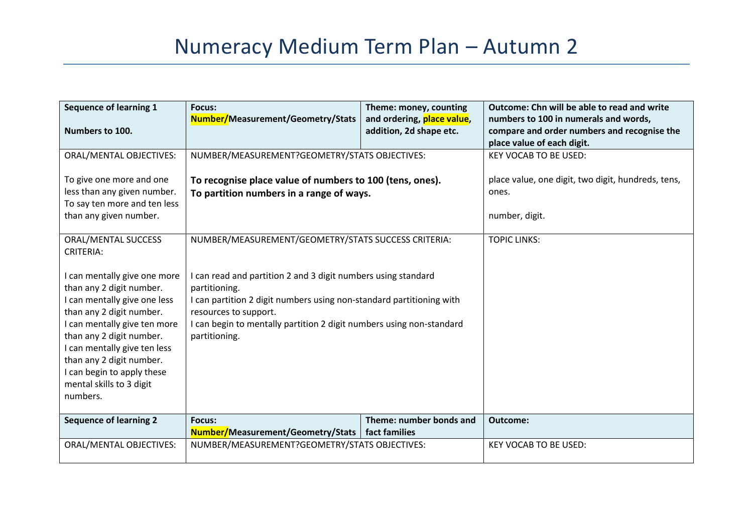# Numeracy Medium Term Plan – Autumn 2

| **Sequence of learning 1**<br><br>**Numbers to 100.** | **Focus:**<br>**Number/Measurement/Geometry/Stats** | **Theme: money, counting and ordering, place value, addition, 2d shape etc.** | **Outcome: Chn will be able to read and write numbers to 100 in numerals and words, compare and order numbers and recognise the place value of each digit.** |
|---|---|---|---|
| ORAL/MENTAL OBJECTIVES:<br><br>To give one more and one less than any given number.<br>To say ten more and ten less than any given number. | NUMBER/MEASUREMENT?GEOMETRY/STATS OBJECTIVES:<br><br>**To recognise place value of numbers to 100 (tens, ones).**<br>**To partition numbers in a range of ways.** | | KEY VOCAB TO BE USED:<br><br>place value, one digit, two digit, hundreds, tens, ones.<br><br>number, digit. |
| ORAL/MENTAL SUCCESS CRITERIA:<br><br>I can mentally give one more than any 2 digit number.<br>I can mentally give one less than any 2 digit number.<br>I can mentally give ten more than any 2 digit number.<br>I can mentally give ten less than any 2 digit number.<br>I can begin to apply these mental skills to 3 digit numbers. | NUMBER/MEASUREMENT/GEOMETRY/STATS SUCCESS CRITERIA:<br><br>I can read and partition 2 and 3 digit numbers using standard partitioning.<br>I can partition 2 digit numbers using non-standard partitioning with resources to support.<br>I can begin to mentally partition 2 digit numbers using non-standard partitioning. | | TOPIC LINKS: |
| **Sequence of learning 2** | **Focus:**<br>**Number/Measurement/Geometry/Stats** | **Theme: number bonds and fact families** | **Outcome:** |
| ORAL/MENTAL OBJECTIVES: | NUMBER/MEASUREMENT?GEOMETRY/STATS OBJECTIVES: | | KEY VOCAB TO BE USED: |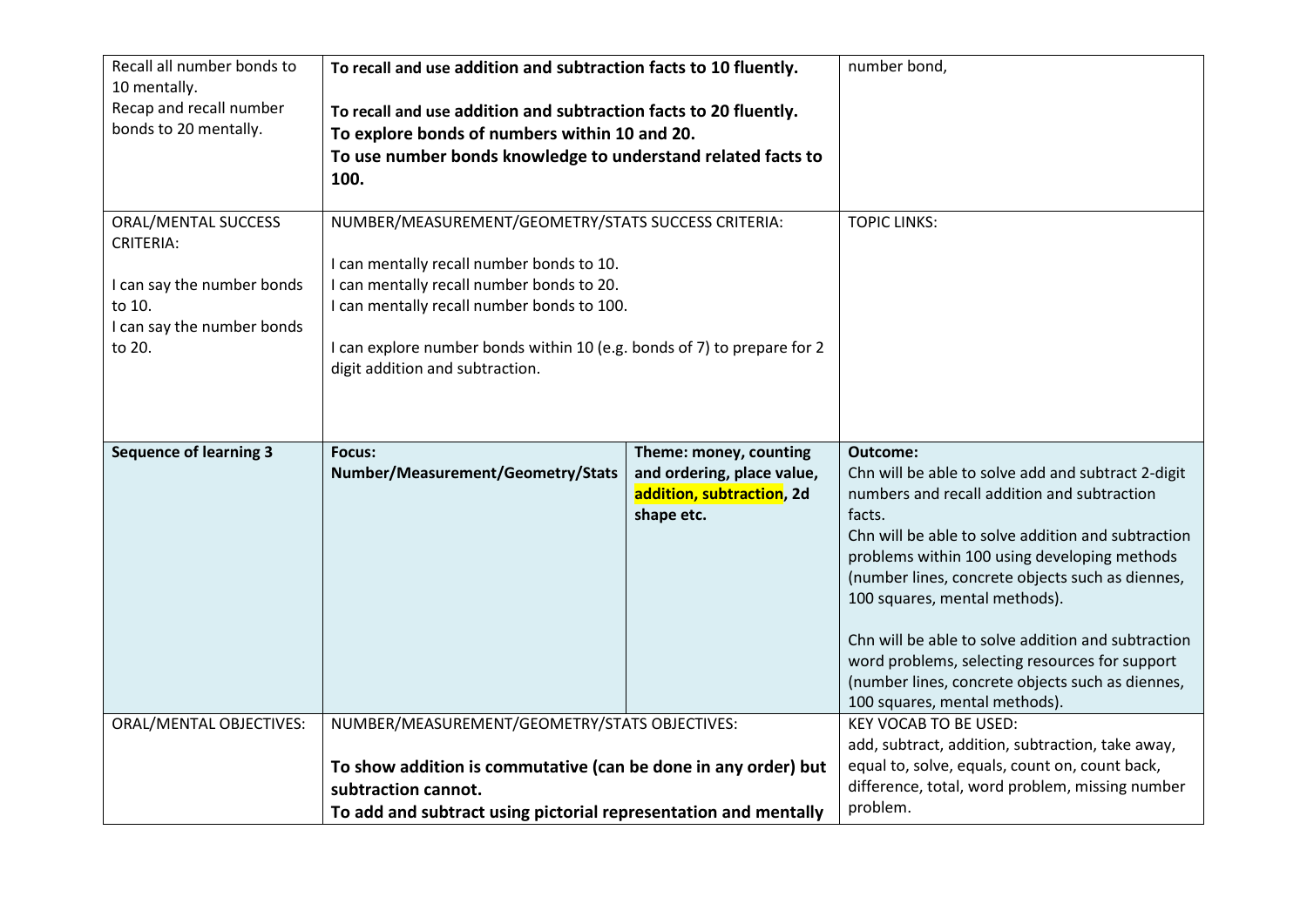| | | | |
|---|---|---|---|
| Recall all number bonds to 10 mentally.<br>Recap and recall number bonds to 20 mentally. | **To recall and use addition and subtraction facts to 10 fluently.**<br><br>**To recall and use addition and subtraction facts to 20 fluently.**<br>**To explore bonds of numbers within 10 and 20.**<br>**To use number bonds knowledge to understand related facts to 100.** | | number bond, |
| ORAL/MENTAL SUCCESS CRITERIA:<br><br>I can say the number bonds to 10.<br>I can say the number bonds to 20. | NUMBER/MEASUREMENT/GEOMETRY/STATS SUCCESS CRITERIA:<br><br>I can mentally recall number bonds to 10.<br>I can mentally recall number bonds to 20.<br>I can mentally recall number bonds to 100.<br><br>I can explore number bonds within 10 (e.g. bonds of 7) to prepare for 2 digit addition and subtraction. | | TOPIC LINKS: |
| **Sequence of learning 3** | **Focus:**<br>**Number/Measurement/Geometry/Stats** | **Theme: money, counting and ordering, place value, addition, subtraction, 2d shape etc.** | **Outcome:**<br>Chn will be able to solve add and subtract 2-digit numbers and recall addition and subtraction facts.<br>Chn will be able to solve addition and subtraction problems within 100 using developing methods (number lines, concrete objects such as diennes, 100 squares, mental methods).<br><br>Chn will be able to solve addition and subtraction word problems, selecting resources for support (number lines, concrete objects such as diennes, 100 squares, mental methods). |
| ORAL/MENTAL OBJECTIVES: | NUMBER/MEASUREMENT/GEOMETRY/STATS OBJECTIVES:<br><br>**To show addition is commutative (can be done in any order) but subtraction cannot.**<br>**To add and subtract using pictorial representation and mentally** | | KEY VOCAB TO BE USED:<br>add, subtract, addition, subtraction, take away, equal to, solve, equals, count on, count back, difference, total, word problem, missing number problem. |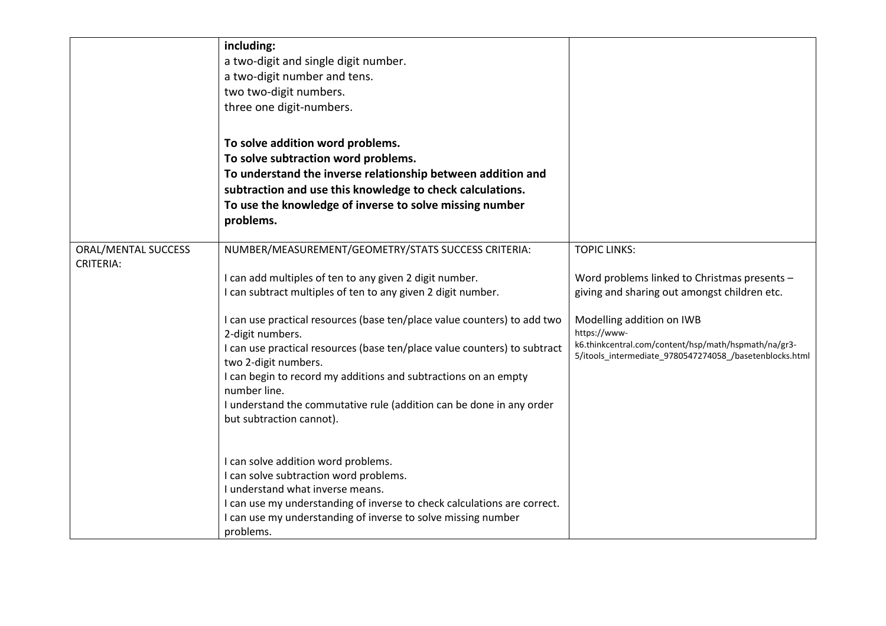| | | |
|---|---|---|
| | **including:**<br>a two-digit and single digit number.<br>a two-digit number and tens.<br>two two-digit numbers.<br>three one digit-numbers.<br><br>**To solve addition word problems.**<br>**To solve subtraction word problems.**<br>**To understand the inverse relationship between addition and subtraction and use this knowledge to check calculations.**<br>**To use the knowledge of inverse to solve missing number problems.** | |
| ORAL/MENTAL SUCCESS CRITERIA: | NUMBER/MEASUREMENT/GEOMETRY/STATS SUCCESS CRITERIA:<br><br>I can add multiples of ten to any given 2 digit number.<br>I can subtract multiples of ten to any given 2 digit number.<br><br>I can use practical resources (base ten/place value counters) to add two 2-digit numbers.<br>I can use practical resources (base ten/place value counters) to subtract two 2-digit numbers.<br>I can begin to record my additions and subtractions on an empty number line.<br>I understand the commutative rule (addition can be done in any order but subtraction cannot).<br><br>I can solve addition word problems.<br>I can solve subtraction word problems.<br>I understand what inverse means.<br>I can use my understanding of inverse to check calculations are correct.<br>I can use my understanding of inverse to solve missing number problems. | TOPIC LINKS:<br><br>Word problems linked to Christmas presents – giving and sharing out amongst children etc.<br><br>Modelling addition on IWB<br>https://www-k6.thinkcentral.com/content/hsp/math/hspmath/na/gr3-5/itools_intermediate_9780547274058_/basetenblocks.html |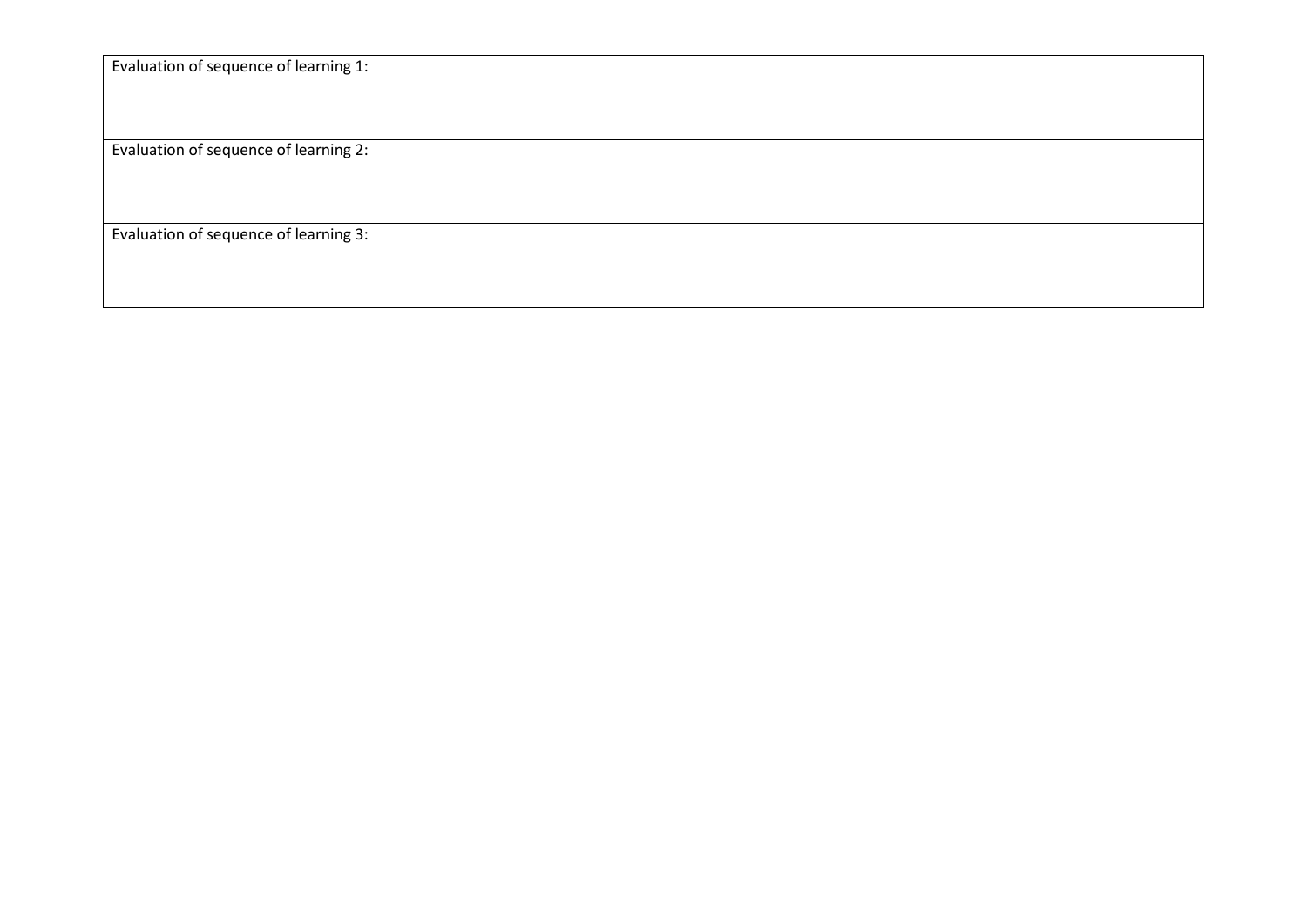| |
|---|
| Evaluation of sequence of learning 1: |
| Evaluation of sequence of learning 2: |
| Evaluation of sequence of learning 3: |